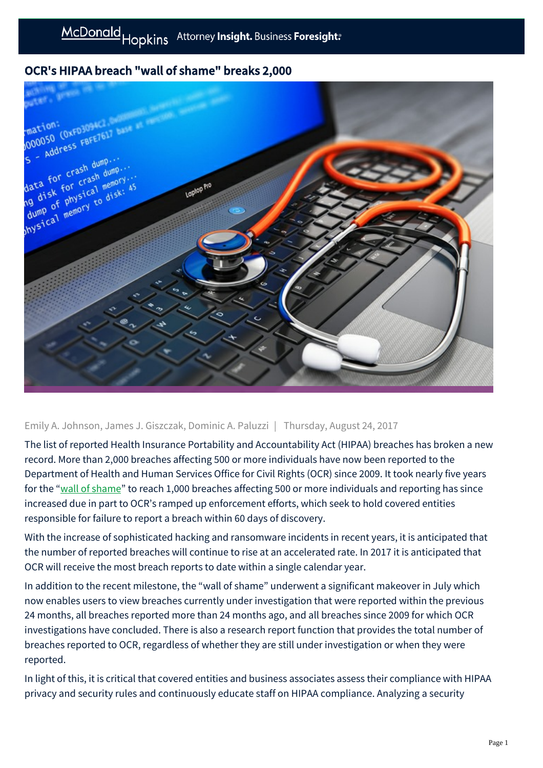# OCR's HIPAA breach "wall of shame" breaks 2,000

Emily A. Johnson, James J. Giszczak, Dominic A. Paluzzi | Thursday, August 24, 2017

The list of reported Health Insurance Portability and Accountability Act (HIPAA) breaches has broken a new record. More than 2,000 breaches affecting 500 or more individuals have now been reported to the Department of Health and Human Services Office for Civil Rights (OCR) since 2009. It took nearly five years for the "wall of shame" to reach 1,000 breaches affecting 500 or more individuals and reporting has since increased due in part to OCR's ramped up enforcement efforts, which seek to hold covered entities responsible for failure to report a breach within 60 days of discovery.

With the increase of sophisticated hacking and ransomware incidents in recent years, it is anticipated that the number of reported breaches will continue to rise at an accelerated rate. In 2017 it is anticipated that OCR will receive the most breach reports to date within a single calendar year.

In addition to the recent milestone, the "wall of shame" underwent a significant makeover in July which now enables users to view breaches currently under investigation that were reported within the previous 24 months, all breaches reported more than 24 months ago, and all breaches since 2009 for which OCR investigations have concluded. There is also a research report function that provides the total number of breaches reported to OCR, regardless of whether they are still under investigation or when they were reported.

In light of this, it is critical that covered entities and business associates assess their compliance with HIPAA privacy and security rules and continuously educate staff on HIPAA compliance. Analyzing a security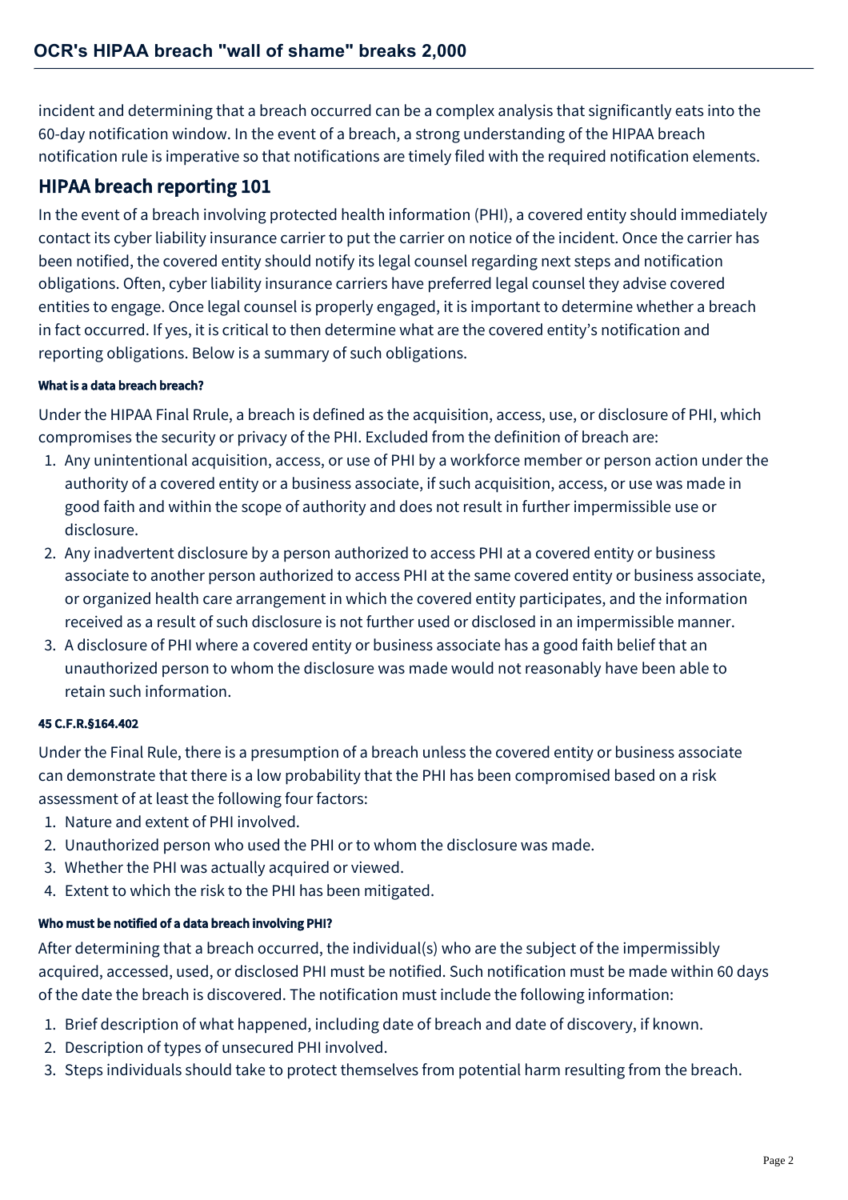incident and determining that a breach occurred can be a complex analysis that significantly eats into the 60-day notification window. In the event of a breach, a strong understanding of the HIPAA breach notification rule is imperative so that notifications are timely filed with the required notification elements.

## HIPAA breach reporting 101

In the event of a breach involving protected health information (PHI), a covered entity should immediately contact its cyber liability insurance carrier to put the carrier on notice of the incident. Once the carrier has been notified, the covered entity should notify its legal counsel regarding next steps and notification obligations. Often, cyber liability insurance carriers have preferred legal counsel they advise covered entities to engage. Once legal counsel is properly engaged, it is important to determine whether a breach in fact occurred. If yes, it is critical to then determine what are the covered entity's notification and reporting obligations. Below is a summary of such obligations.

#### What is a data breach breach?

Under the HIPAA Final Rrule, a breach is defined as the acquisition, access, use, or disclosure of PHI, which compromises the security or privacy of the PHI. Excluded from the definition of breach are:

1. Any unintentional acquisition, access, or use of PHI by a workforce member or person action under the authority of a covered entity or a business associate, if such acquisition, access, or use was made in good faith and within the scope of authority and does not result in further impermissible use or disclosure.
2. Any inadvertent disclosure by a person authorized to access PHI at a covered entity or business associate to another person authorized to access PHI at the same covered entity or business associate, or organized health care arrangement in which the covered entity participates, and the information received as a result of such disclosure is not further used or disclosed in an impermissible manner.
3. A disclosure of PHI where a covered entity or business associate has a good faith belief that an unauthorized person to whom the disclosure was made would not reasonably have been able to retain such information.

#### 45 C.F.R.§164.402

Under the Final Rule, there is a presumption of a breach unless the covered entity or business associate can demonstrate that there is a low probability that the PHI has been compromised based on a risk assessment of at least the following four factors:

1. Nature and extent of PHI involved.
2. Unauthorized person who used the PHI or to whom the disclosure was made.
3. Whether the PHI was actually acquired or viewed.
4. Extent to which the risk to the PHI has been mitigated.

#### Who must be notified of a data breach involving PHI?

After determining that a breach occurred, the individual(s) who are the subject of the impermissibly acquired, accessed, used, or disclosed PHI must be notified. Such notification must be made within 60 days of the date the breach is discovered. The notification must include the following information:

1. Brief description of what happened, including date of breach and date of discovery, if known.
2. Description of types of unsecured PHI involved.
3. Steps individuals should take to protect themselves from potential harm resulting from the breach.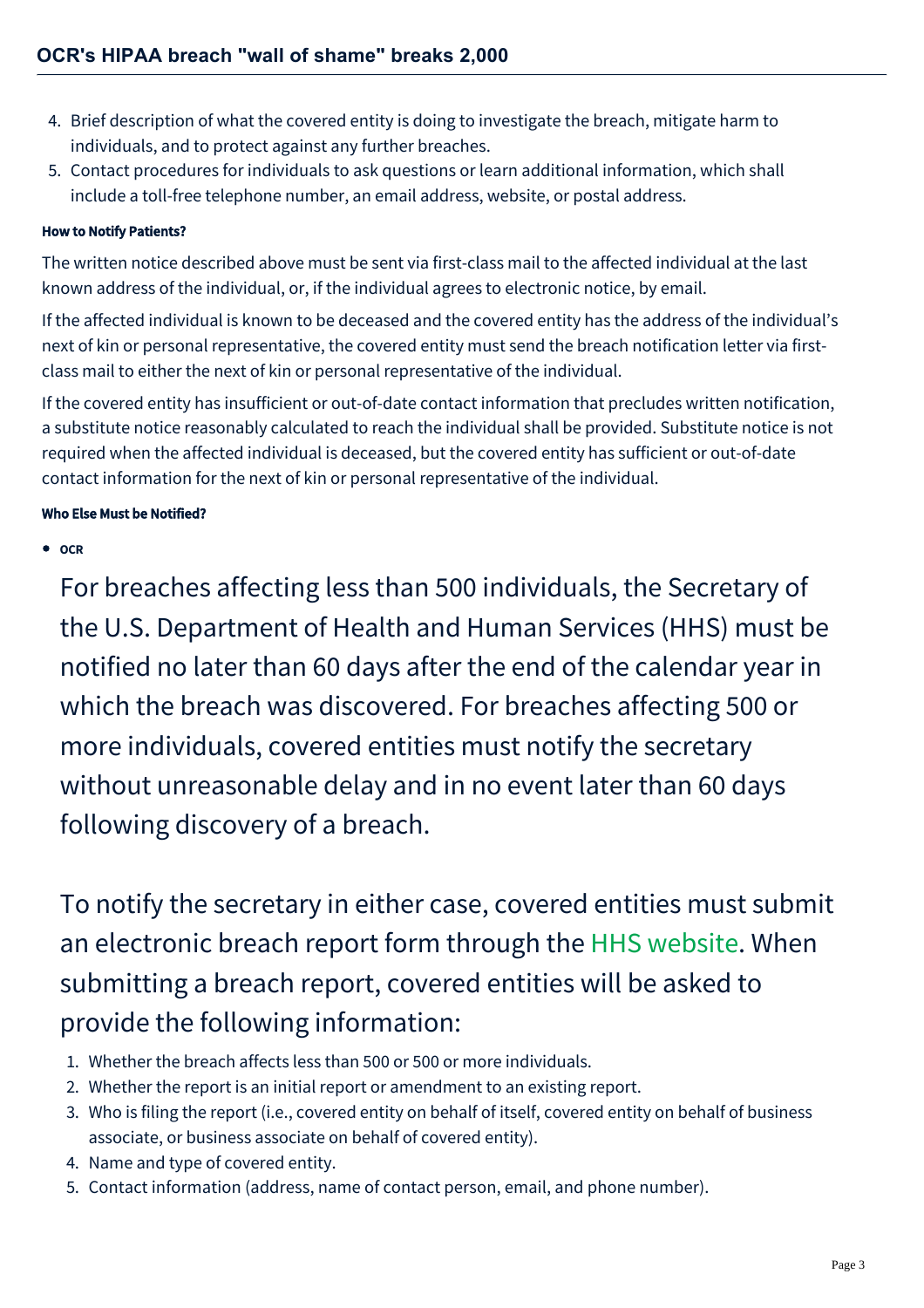4. Brief description of what the covered entity is doing to investigate the breach, mitigate harm to individuals, and to protect against any further breaches.
5. Contact procedures for individuals to ask questions or learn additional information, which shall include a toll-free telephone number, an email address, website, or postal address.

#### How to Notify Patients?

The written notice described above must be sent via first-class mail to the affected individual at the last known address of the individual, or, if the individual agrees to electronic notice, by email.

If the affected individual is known to be deceased and the covered entity has the address of the individual's next of kin or personal representative, the covered entity must send the breach notification letter via first-class mail to either the next of kin or personal representative of the individual.

If the covered entity has insufficient or out-of-date contact information that precludes written notification, a substitute notice reasonably calculated to reach the individual shall be provided. Substitute notice is not required when the affected individual is deceased, but the covered entity has sufficient or out-of-date contact information for the next of kin or personal representative of the individual.

#### Who Else Must be Notified?

- **OCR**

  For breaches affecting less than 500 individuals, the Secretary of the U.S. Department of Health and Human Services (HHS) must be notified no later than 60 days after the end of the calendar year in which the breach was discovered. For breaches affecting 500 or more individuals, covered entities must notify the secretary without unreasonable delay and in no event later than 60 days following discovery of a breach.

  To notify the secretary in either case, covered entities must submit an electronic breach report form through the HHS website. When submitting a breach report, covered entities will be asked to provide the following information:

  1. Whether the breach affects less than 500 or 500 or more individuals.
  2. Whether the report is an initial report or amendment to an existing report.
  3. Who is filing the report (i.e., covered entity on behalf of itself, covered entity on behalf of business associate, or business associate on behalf of covered entity).
  4. Name and type of covered entity.
  5. Contact information (address, name of contact person, email, and phone number).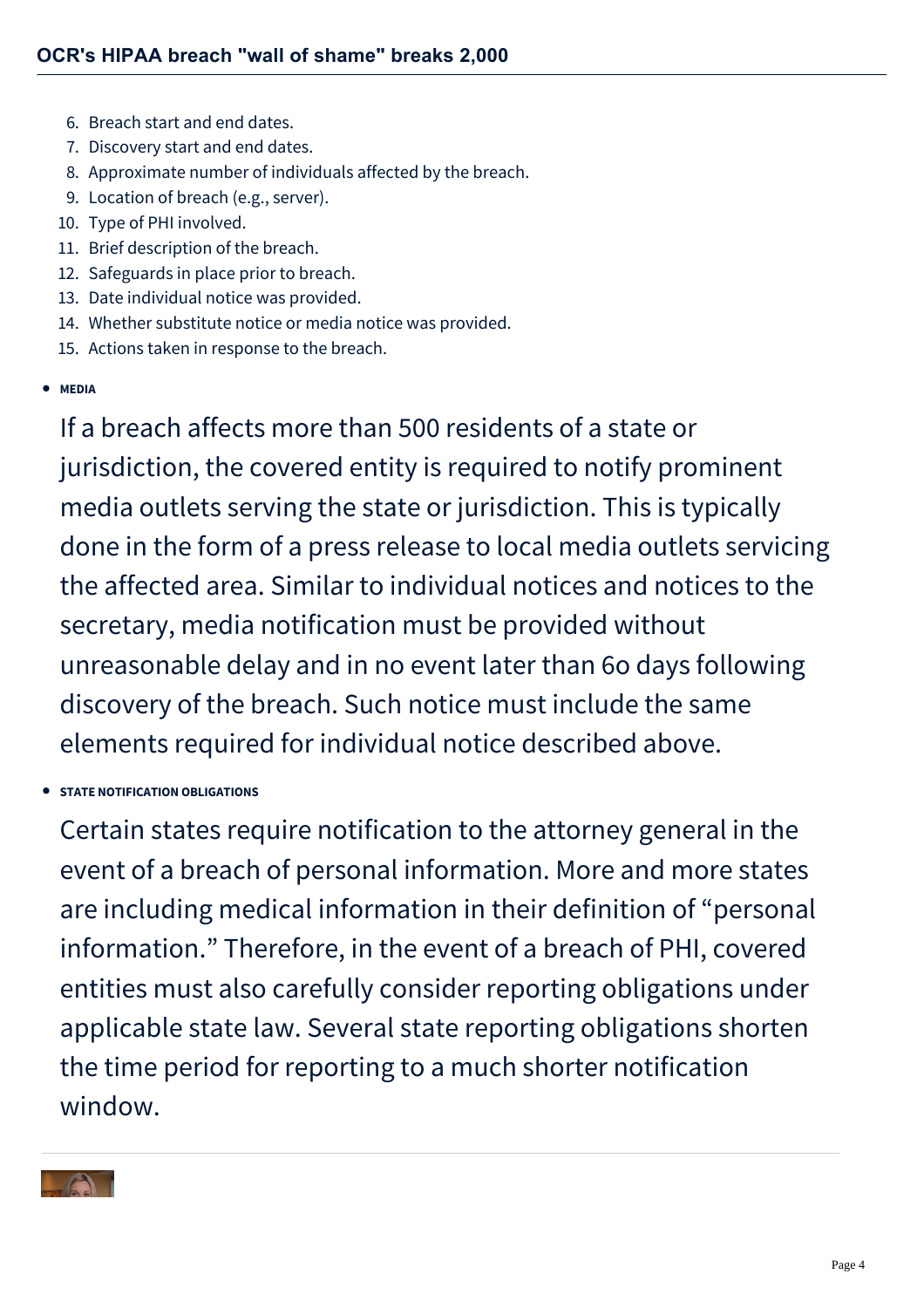6. Breach start and end dates.
7. Discovery start and end dates.
8. Approximate number of individuals affected by the breach.
9. Location of breach (e.g., server).
10. Type of PHI involved.
11. Brief description of the breach.
12. Safeguards in place prior to breach.
13. Date individual notice was provided.
14. Whether substitute notice or media notice was provided.
15. Actions taken in response to the breach.

- **MEDIA**

  If a breach affects more than 500 residents of a state or jurisdiction, the covered entity is required to notify prominent media outlets serving the state or jurisdiction. This is typically done in the form of a press release to local media outlets servicing the affected area. Similar to individual notices and notices to the secretary, media notification must be provided without unreasonable delay and in no event later than 6o days following discovery of the breach. Such notice must include the same elements required for individual notice described above.

- **STATE NOTIFICATION OBLIGATIONS**

  Certain states require notification to the attorney general in the event of a breach of personal information. More and more states are including medical information in their definition of "personal information." Therefore, in the event of a breach of PHI, covered entities must also carefully consider reporting obligations under applicable state law. Several state reporting obligations shorten the time period for reporting to a much shorter notification window.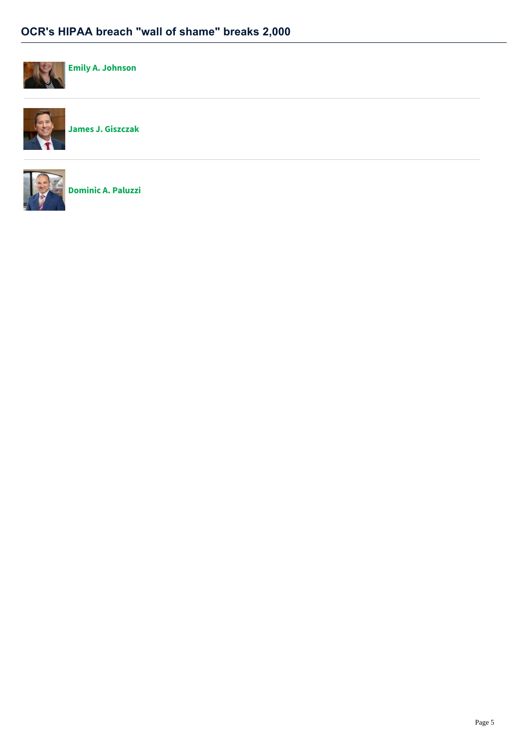**Emily A. Johnson**

**James J. Giszczak**

**Dominic A. Paluzzi**